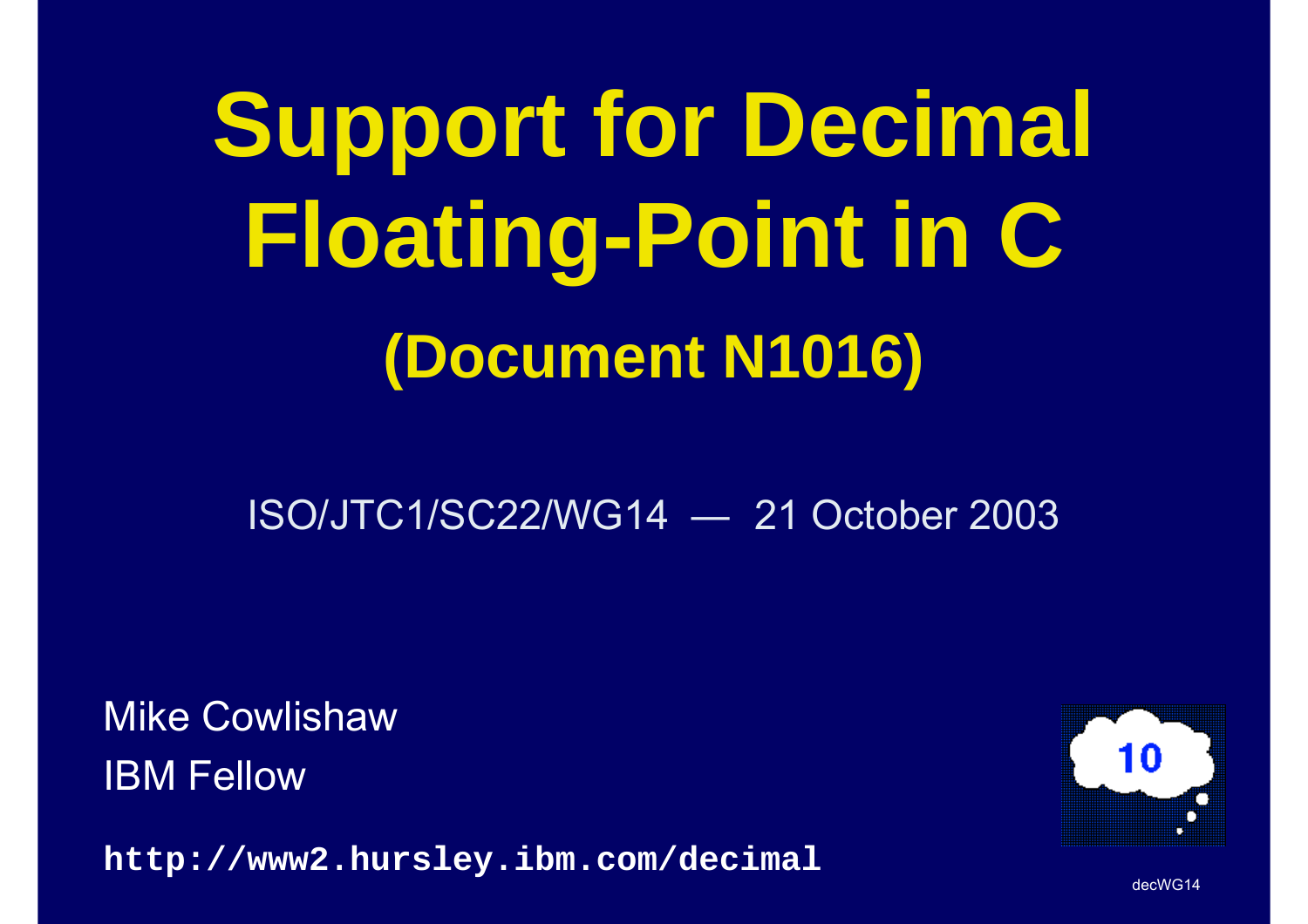# Support for Decimal Floating-Point in C

## (Document N1016)

ISO/JTC1/SC22/WG14 — 21 October 2003

Mike Cowlishaw
IBM Fellow

**`http://www2.hursley.ibm.com/decimal`**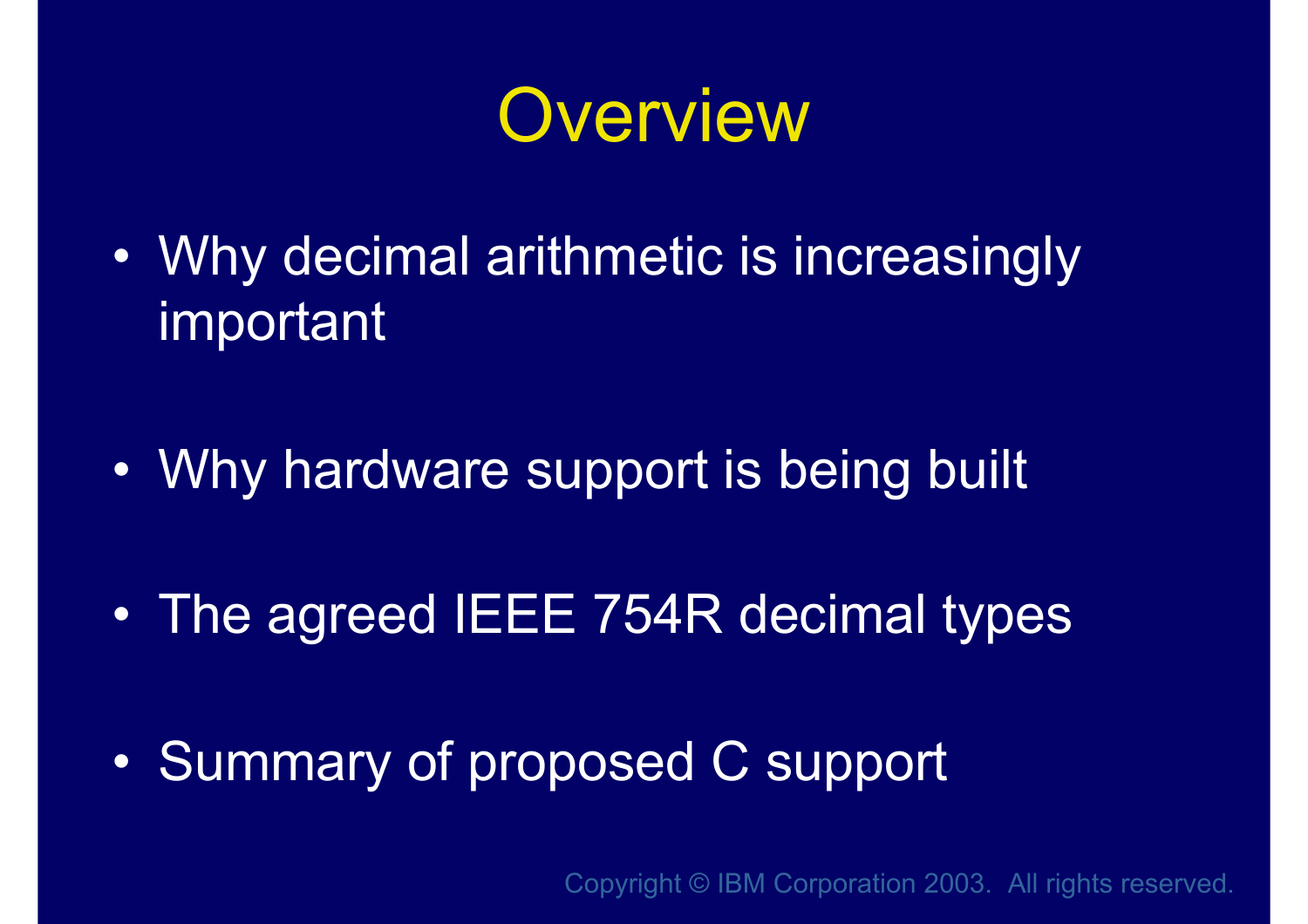# Overview

- Why decimal arithmetic is increasingly important
- Why hardware support is being built
- The agreed IEEE 754R decimal types
- Summary of proposed C support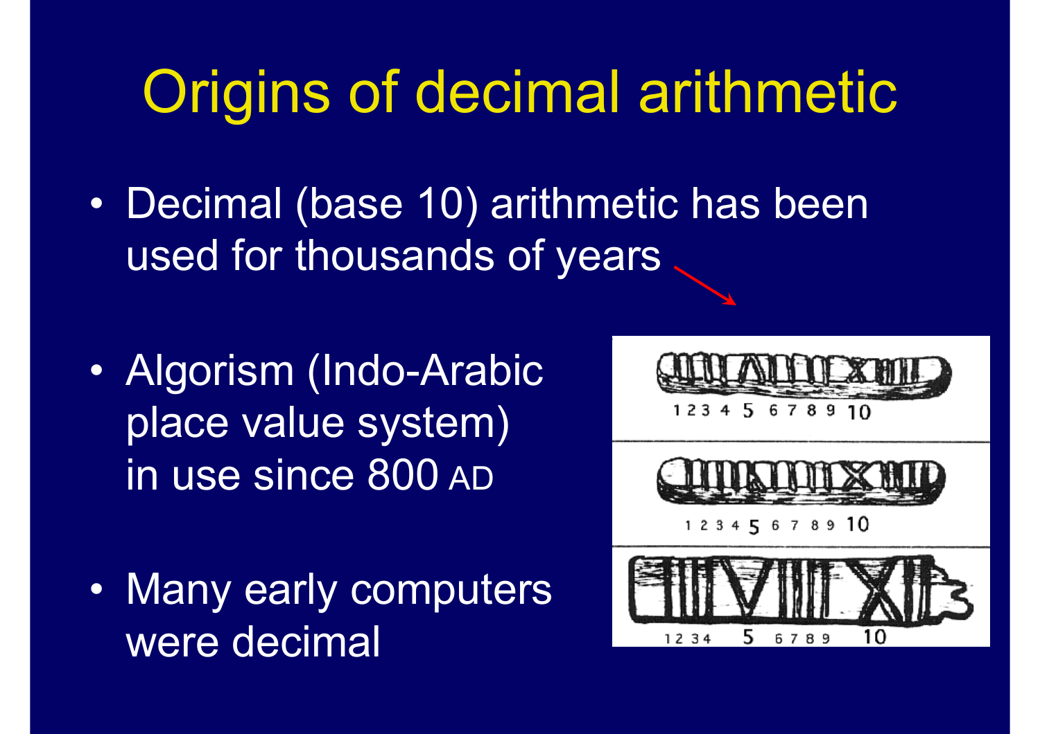# Origins of decimal arithmetic

- Decimal (base 10) arithmetic has been used for thousands of years
- Algorism (Indo-Arabic place value system) in use since 800 AD
- Many early computers were decimal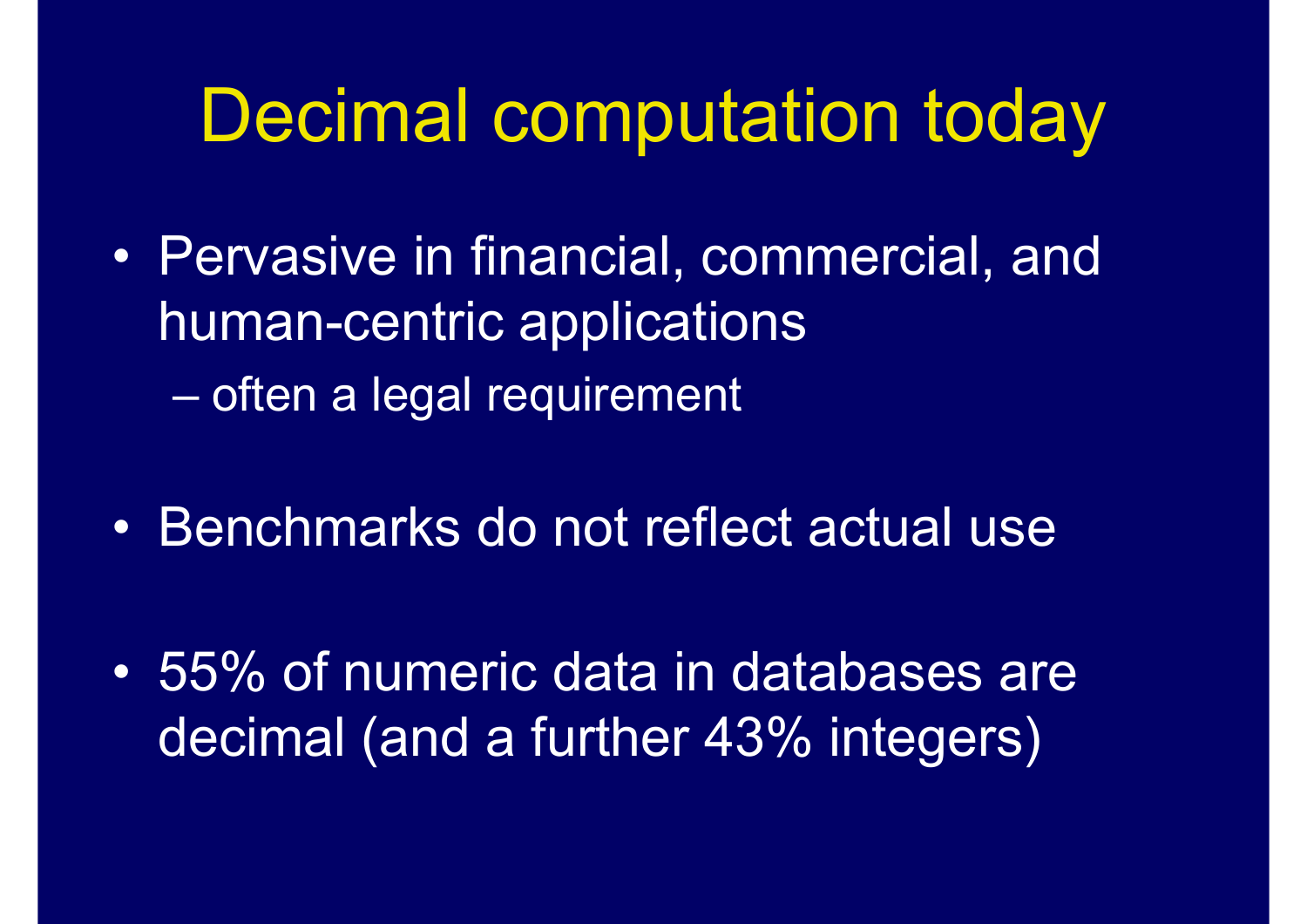# Decimal computation today

- Pervasive in financial, commercial, and human-centric applications
  - often a legal requirement

- Benchmarks do not reflect actual use

- 55% of numeric data in databases are decimal (and a further 43% integers)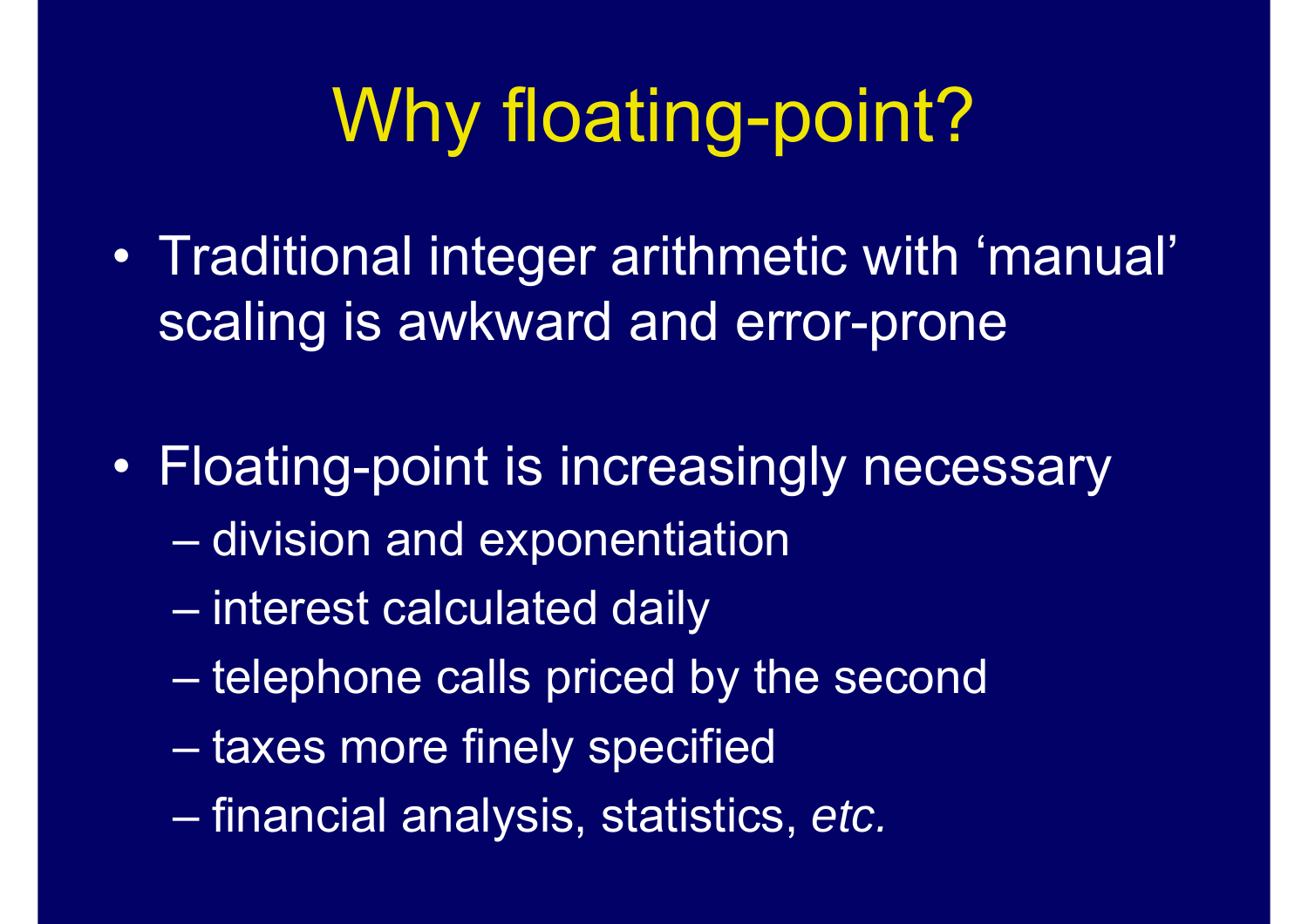# Why floating-point?

- Traditional integer arithmetic with 'manual' scaling is awkward and error-prone
- Floating-point is increasingly necessary
  - division and exponentiation
  - interest calculated daily
  - telephone calls priced by the second
  - taxes more finely specified
  - financial analysis, statistics, *etc.*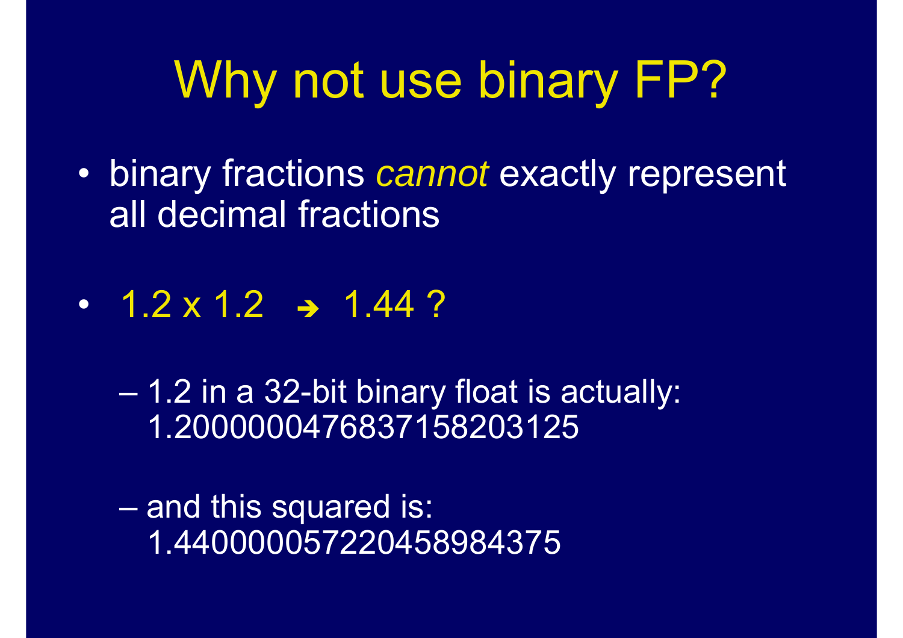# Why not use binary FP?

- binary fractions *cannot* exactly represent all decimal fractions

- 1.2 x 1.2 ➔ 1.44 ?

  - 1.2 in a 32-bit binary float is actually: 1.2000000476837158203125

  - and this squared is: 1.4400000572204589843750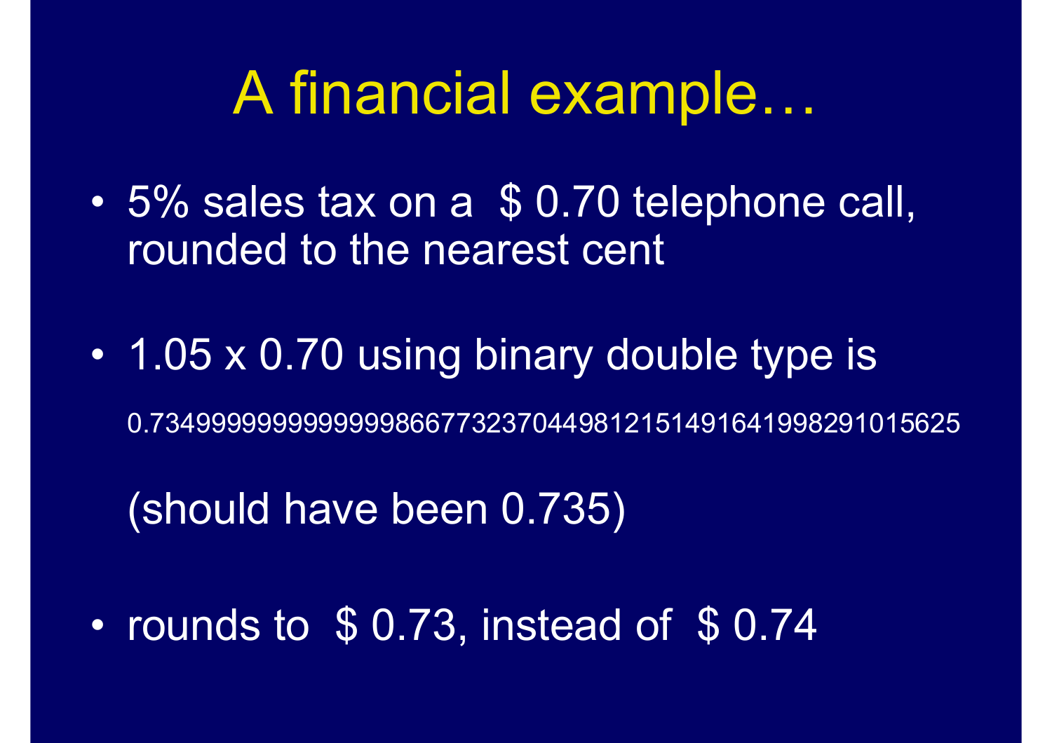# A financial example…

- 5% sales tax on a $ 0.70 telephone call, rounded to the nearest cent
- 1.05 x 0.70 using binary double type is

  0.73499999999999998667732370449812151491641998291015625

  (should have been 0.735)

- rounds to $ 0.73, instead of $ 0.74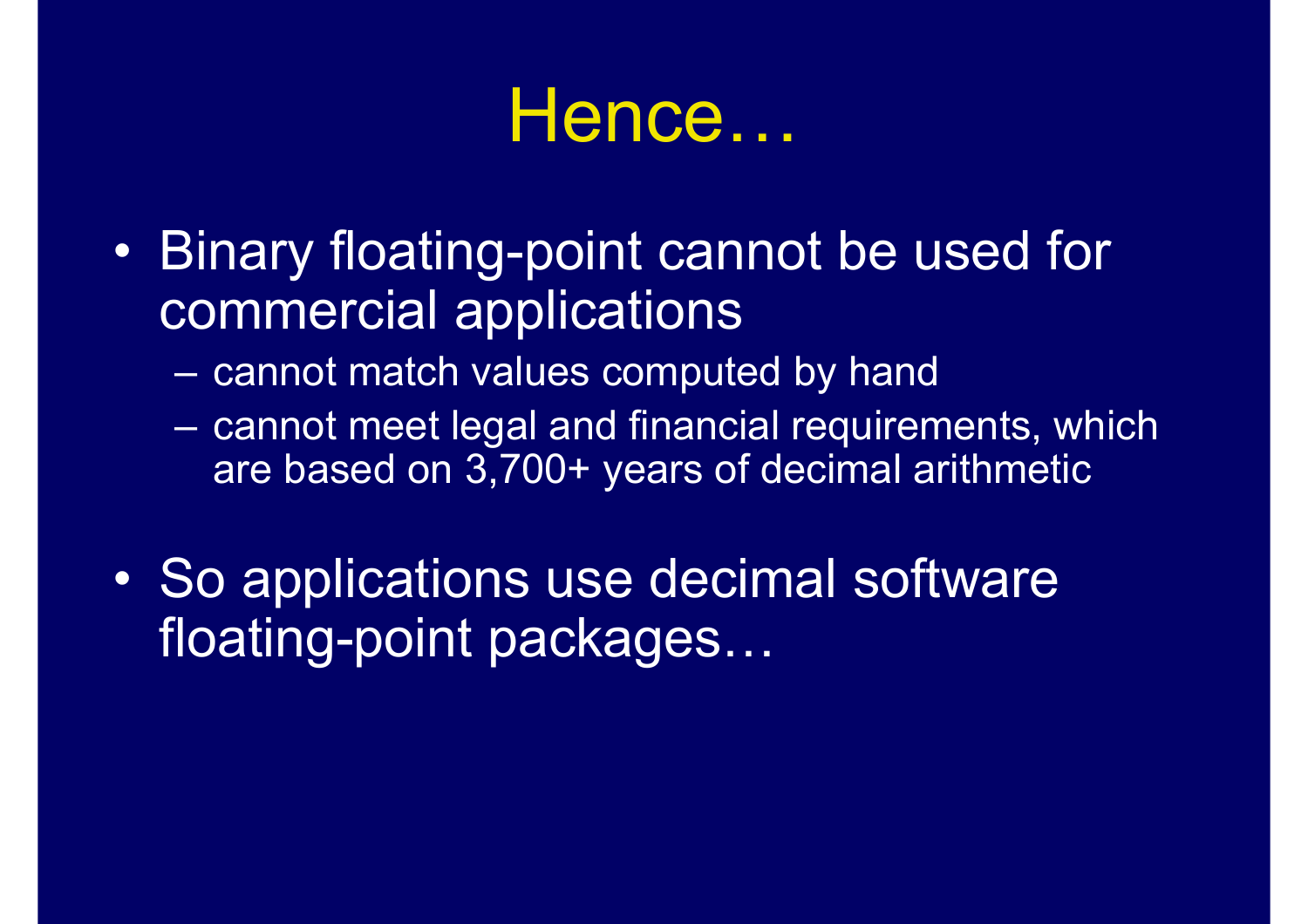# Hence…

- Binary floating-point cannot be used for commercial applications
  - cannot match values computed by hand
  - cannot meet legal and financial requirements, which are based on 3,700+ years of decimal arithmetic
- So applications use decimal software floating-point packages…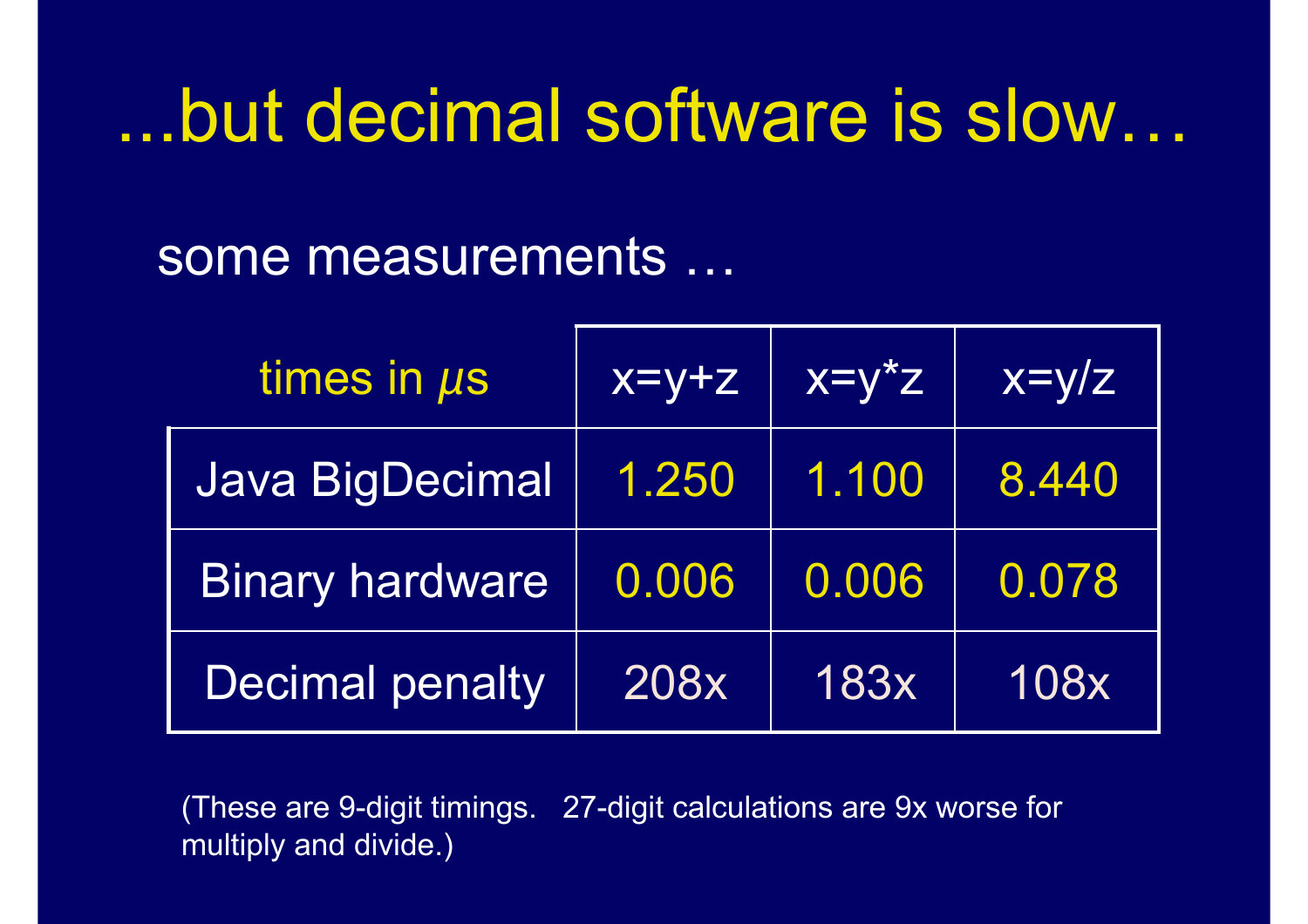# ...but decimal software is slow…

some measurements …

| times in *µ*s | x=y+z | x=y*z | x=y/z |
|---|---|---|---|
| Java BigDecimal | 1.250 | 1.100 | 8.440 |
| Binary hardware | 0.006 | 0.006 | 0.078 |
| Decimal penalty | 208x | 183x | 108x |

(These are 9-digit timings.   27-digit calculations are 9x worse for multiply and divide.)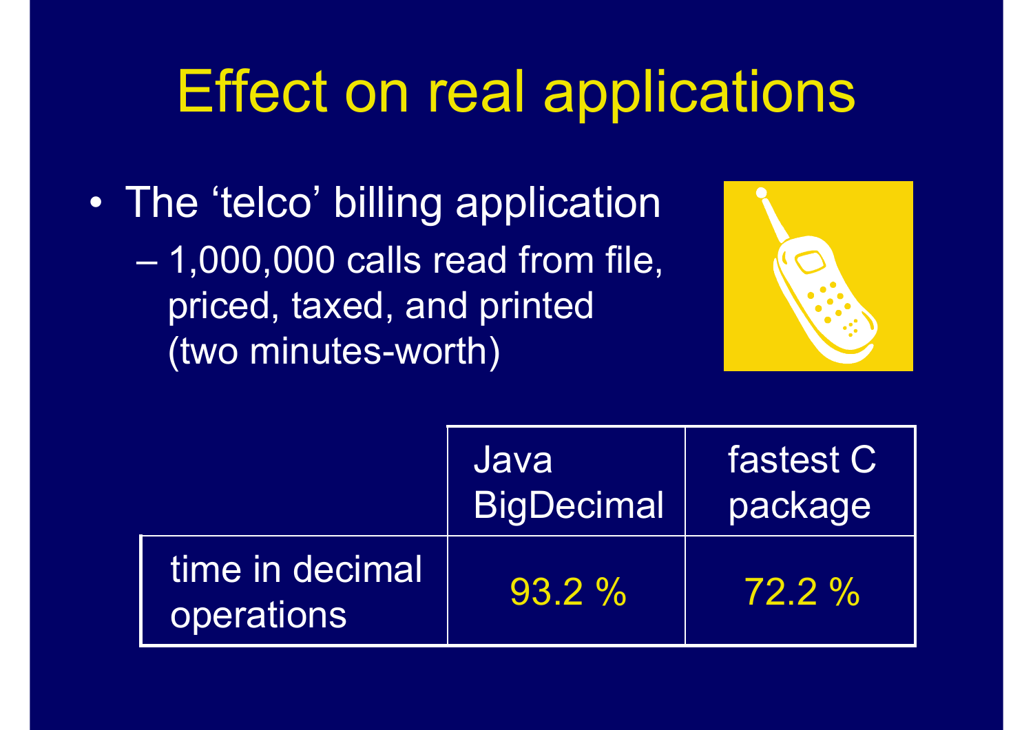# Effect on real applications

- The 'telco' billing application
  - 1,000,000 calls read from file, priced, taxed, and printed (two minutes-worth)

| | Java BigDecimal | fastest C package |
|---|---|---|
| time in decimal operations | 93.2 % | 72.2 % |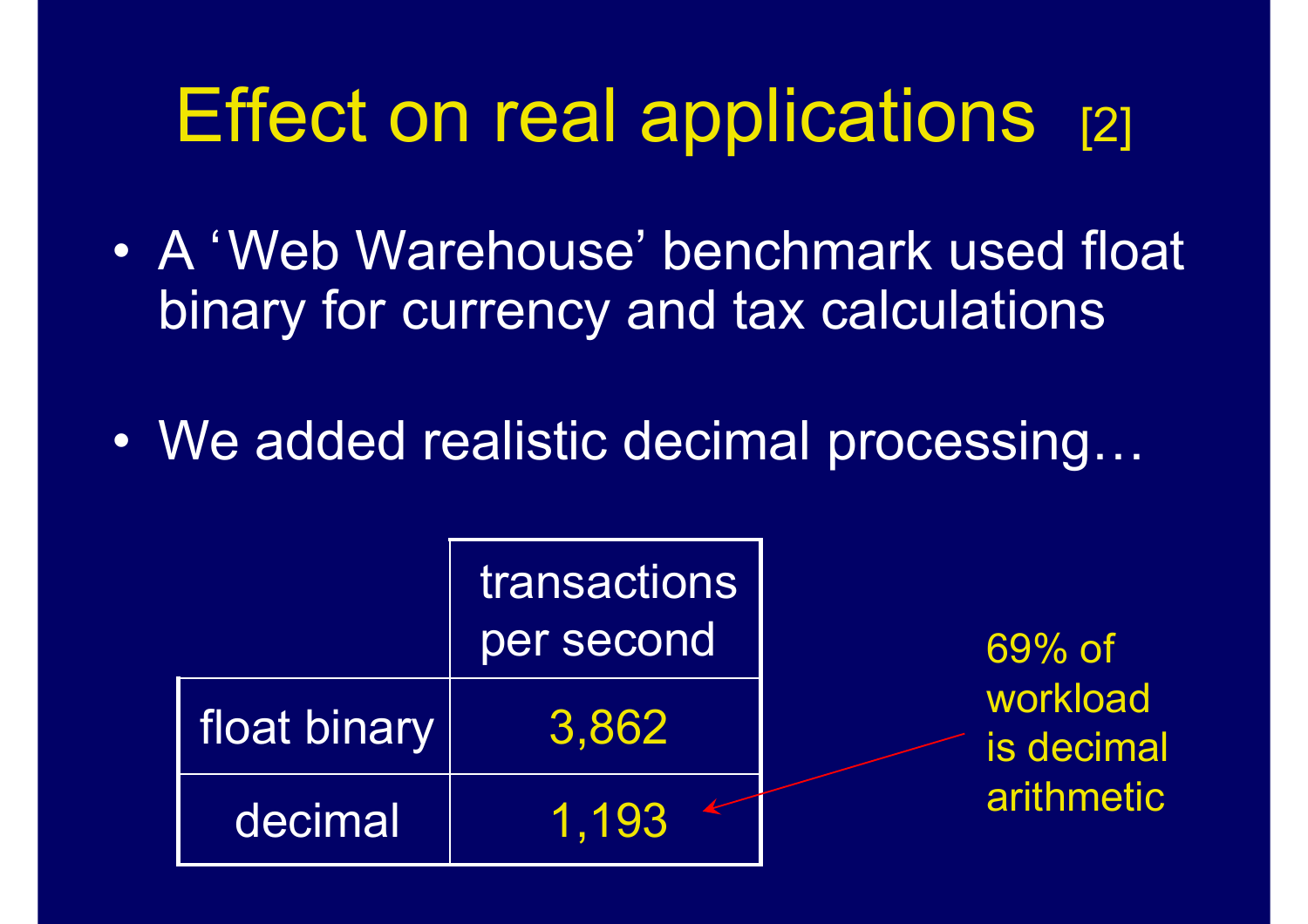# Effect on real applications [2]

- A 'Web Warehouse' benchmark used float binary for currency and tax calculations

- We added realistic decimal processing…

| | transactions per second |
|---|---|
| float binary | 3,862 |
| decimal | 1,193 |

69% of workload is decimal arithmetic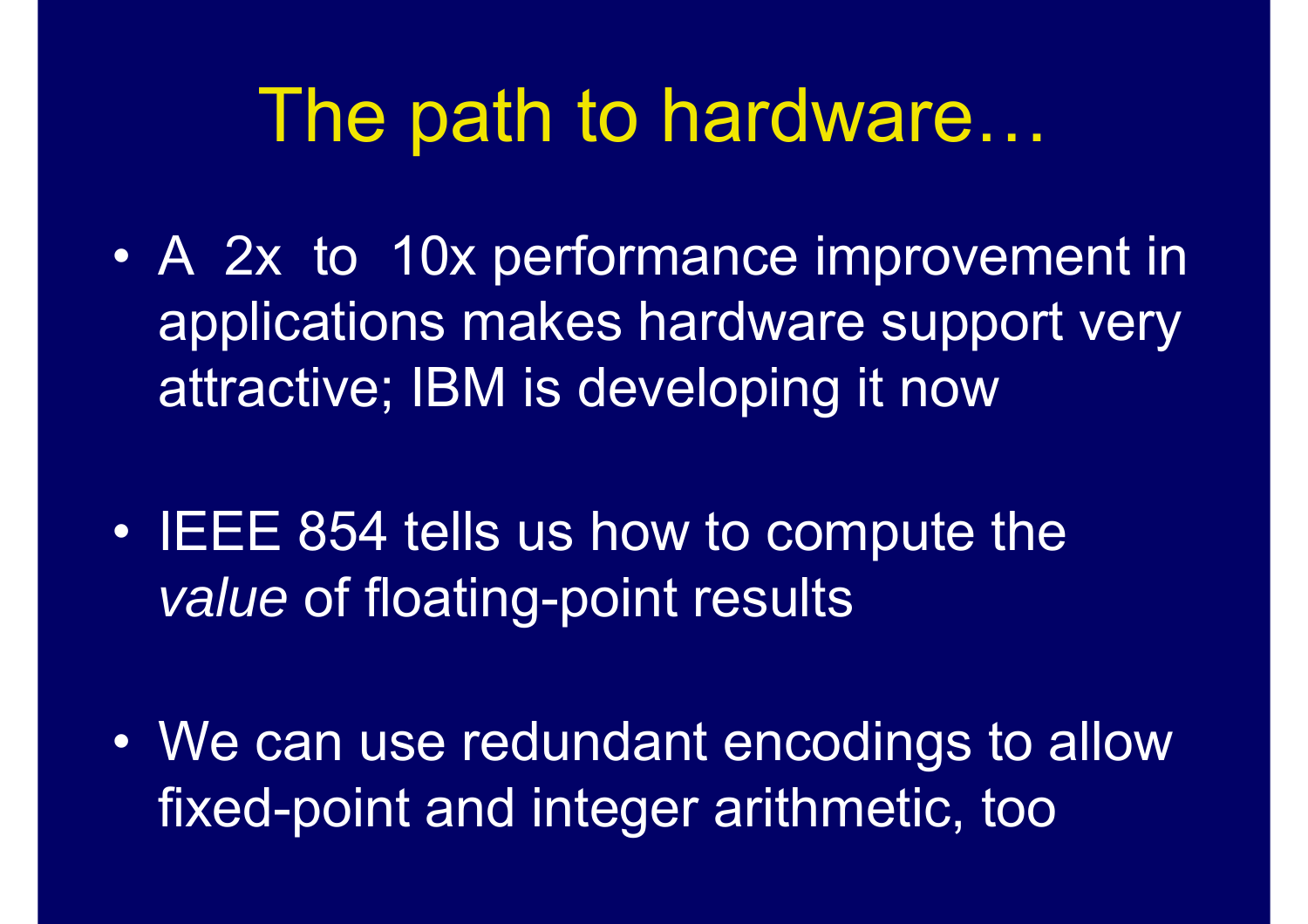# The path to hardware…

- A 2x to 10x performance improvement in applications makes hardware support very attractive; IBM is developing it now

- IEEE 854 tells us how to compute the *value* of floating-point results

- We can use redundant encodings to allow fixed-point and integer arithmetic, too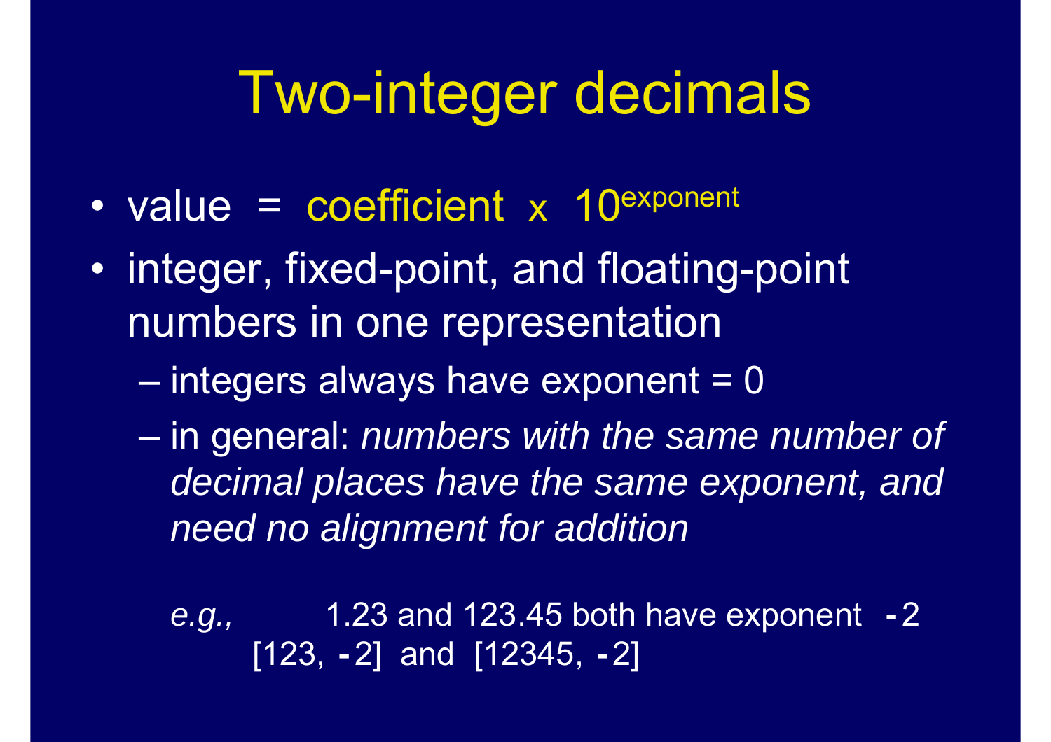# Two-integer decimals

- value = coefficient x $10^{\text{exponent}}$
- integer, fixed-point, and floating-point numbers in one representation
  - integers always have exponent = 0
  - in general: *numbers with the same number of decimal places have the same exponent, and need no alignment for addition*

  *e.g.,* 1.23 and 123.45 both have exponent -2
  [123, -2] and [12345, -2]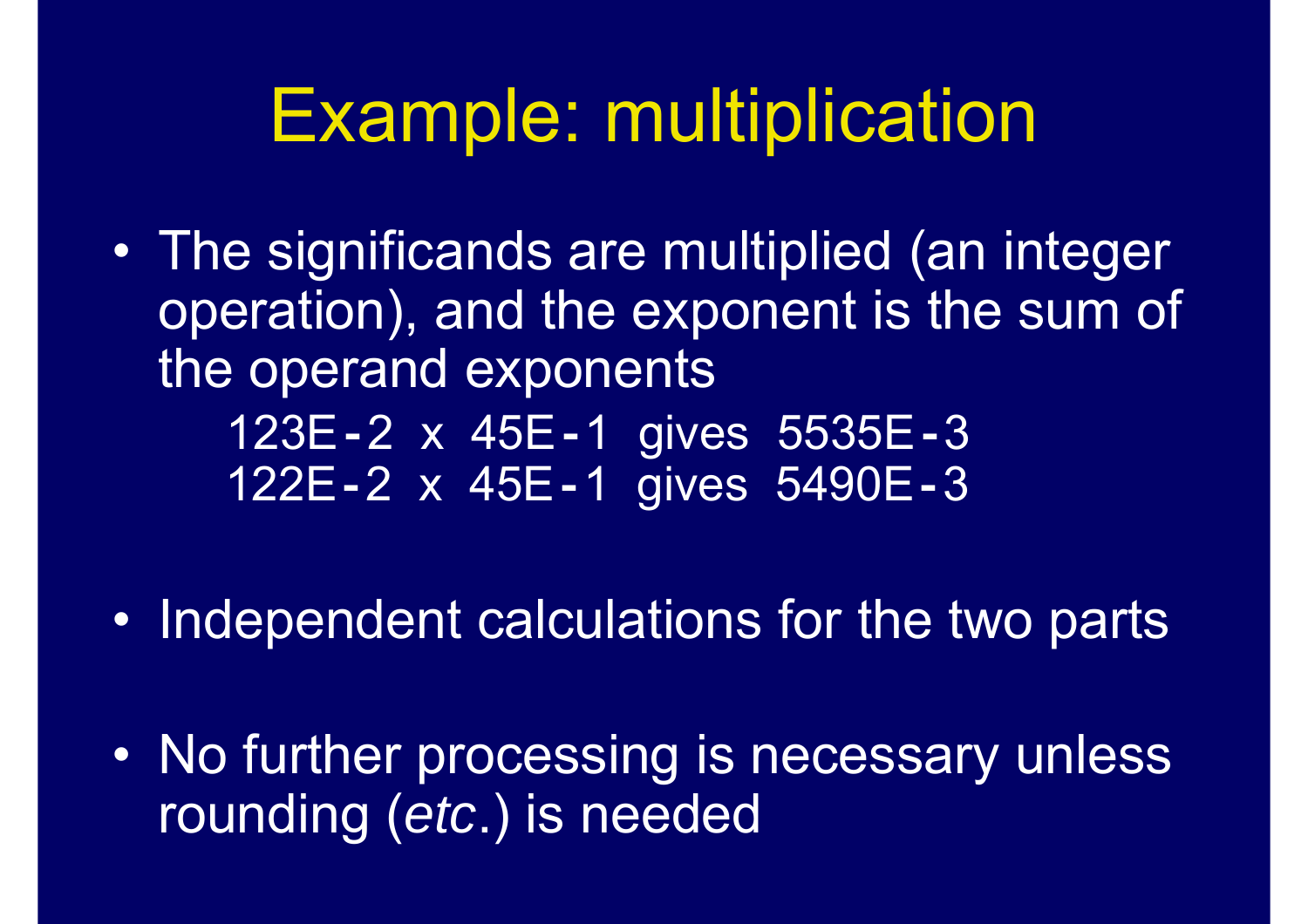# Example: multiplication

- The significands are multiplied (an integer operation), and the exponent is the sum of the operand exponents

```
123E-2 x 45E-1 gives 5535E-3
122E-2 x 45E-1 gives 5490E-3
```

- Independent calculations for the two parts

- No further processing is necessary unless rounding (*etc*.) is needed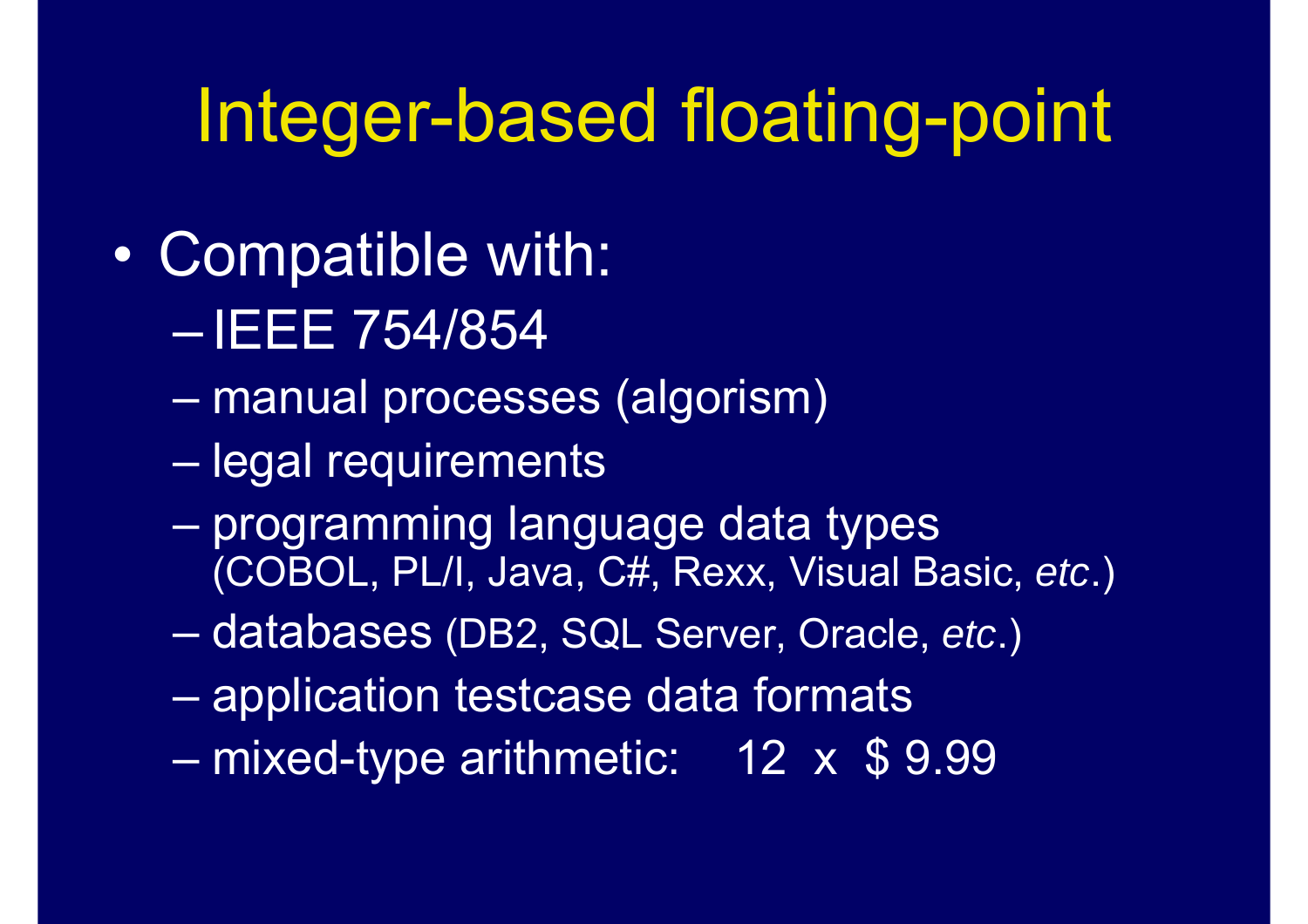# Integer-based floating-point

- Compatible with:
  - IEEE 754/854
  - manual processes (algorism)
  - legal requirements
  - programming language data types (COBOL, PL/I, Java, C#, Rexx, Visual Basic, *etc*.)
  - databases (DB2, SQL Server, Oracle, *etc*.)
  - application testcase data formats
  - mixed-type arithmetic: 12 x $ 9.99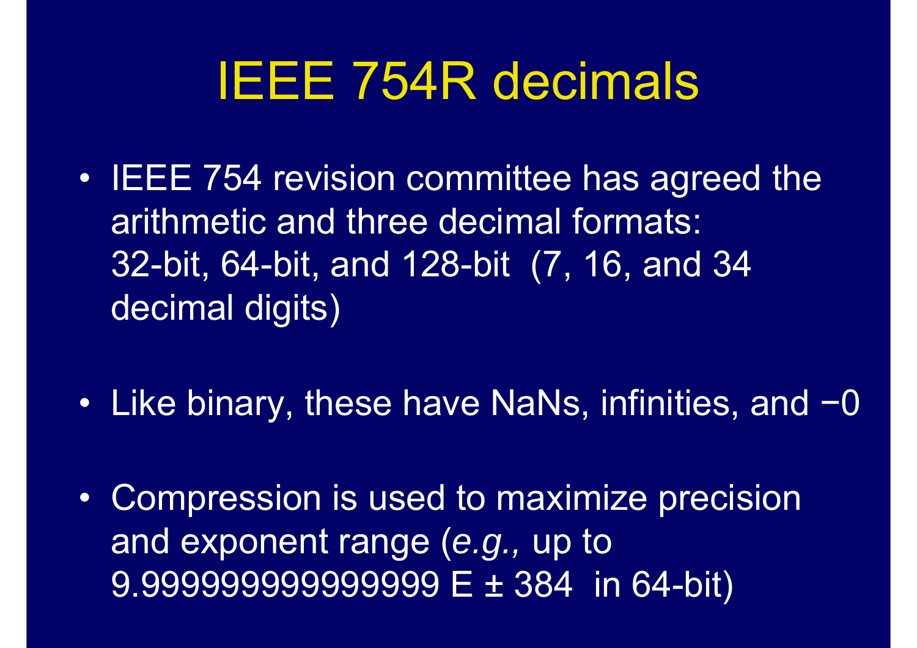# IEEE 754R decimals

- IEEE 754 revision committee has agreed the arithmetic and three decimal formats: 32-bit, 64-bit, and 128-bit (7, 16, and 34 decimal digits)

- Like binary, these have NaNs, infinities, and −0

- Compression is used to maximize precision and exponent range (*e.g.,* up to 9.999999999999999 E ± 384 in 64-bit)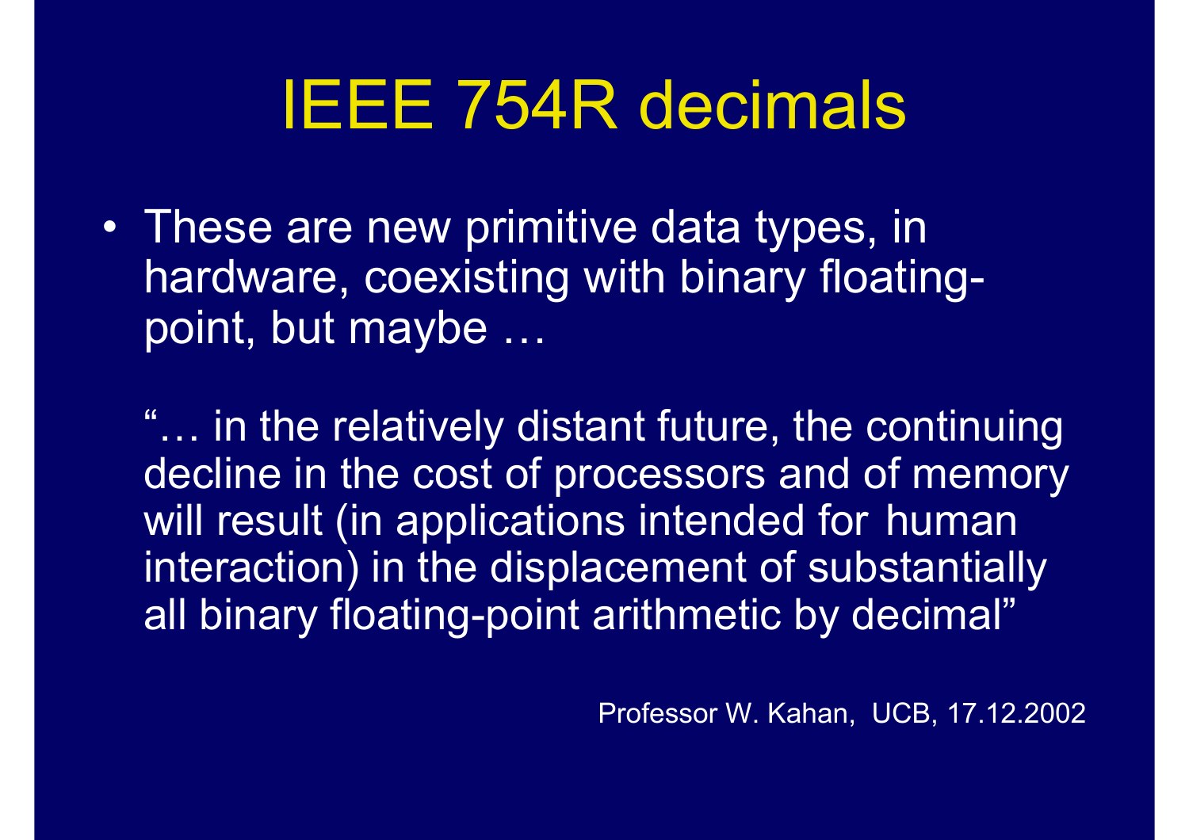# IEEE 754R decimals

- These are new primitive data types, in hardware, coexisting with binary floating-point, but maybe …

  "… in the relatively distant future, the continuing decline in the cost of processors and of memory will result (in applications intended for human interaction) in the displacement of substantially all binary floating-point arithmetic by decimal"

Professor W. Kahan, UCB, 17.12.2002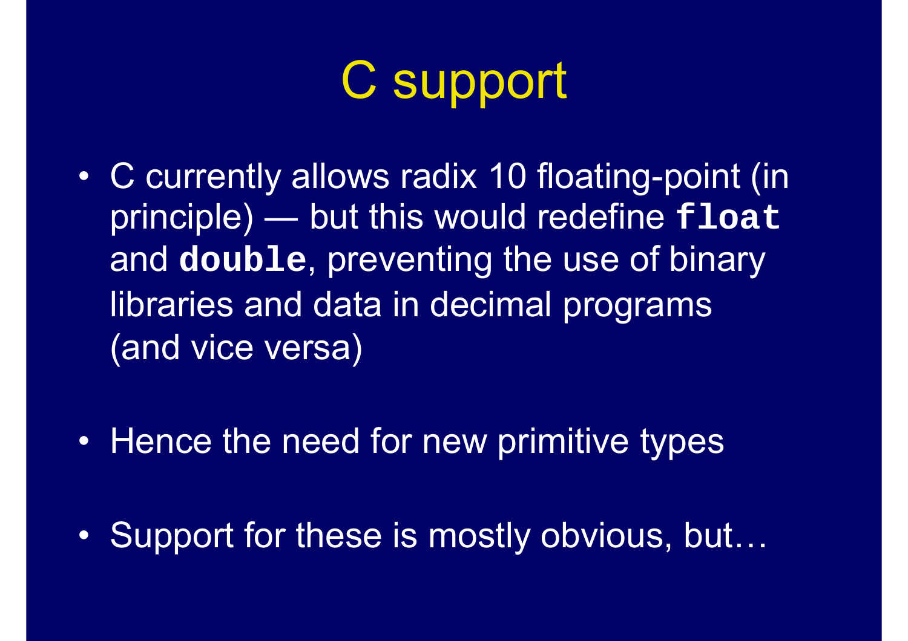# C support

- C currently allows radix 10 floating-point (in principle) — but this would redefine **`float`** and **`double`**, preventing the use of binary libraries and data in decimal programs (and vice versa)
- Hence the need for new primitive types
- Support for these is mostly obvious, but…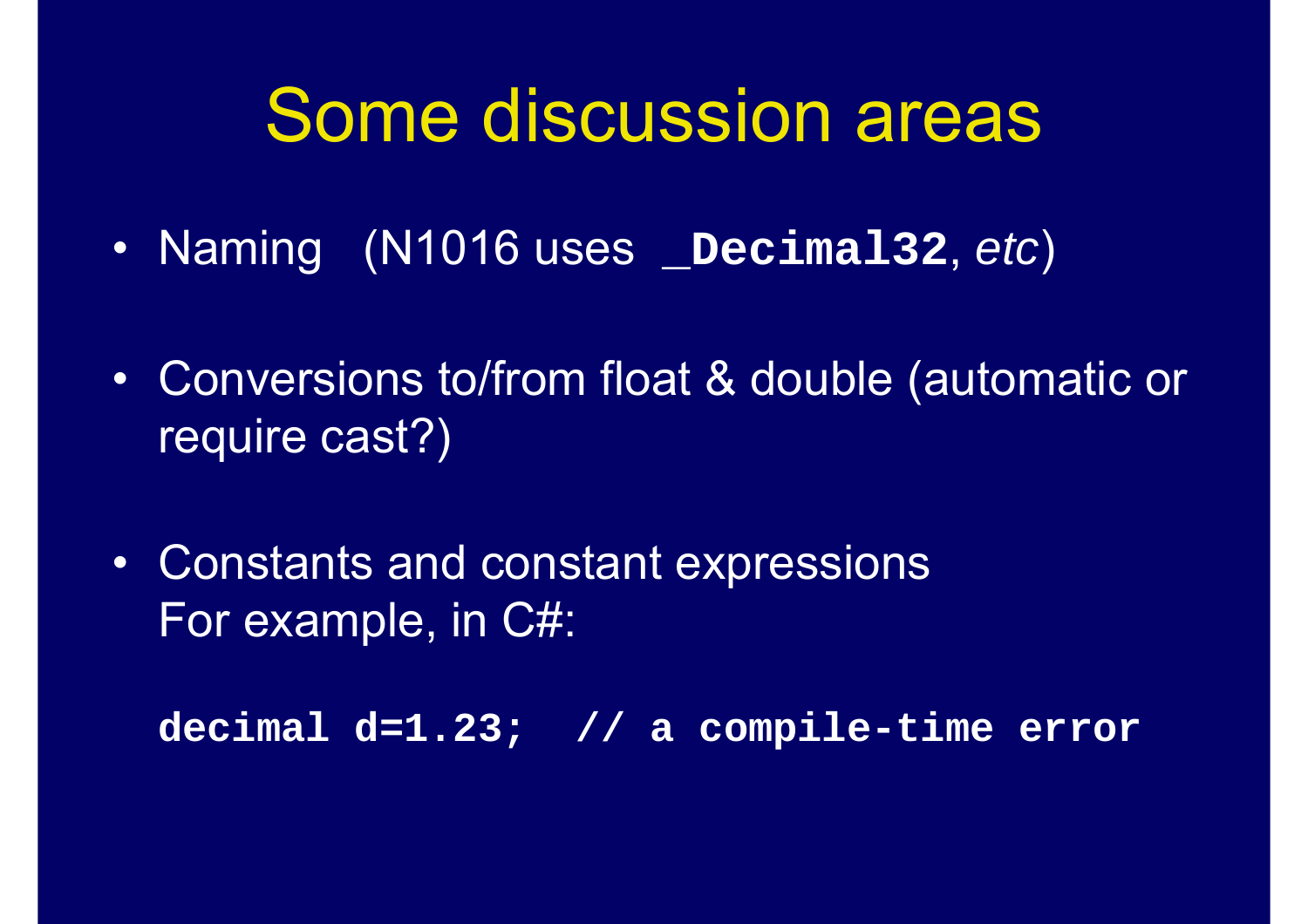# Some discussion areas

- Naming (N1016 uses **`_Decimal32`**, *etc*)
- Conversions to/from float & double (automatic or require cast?)
- Constants and constant expressions
  For example, in C#:

```
decimal d=1.23;  // a compile-time error
```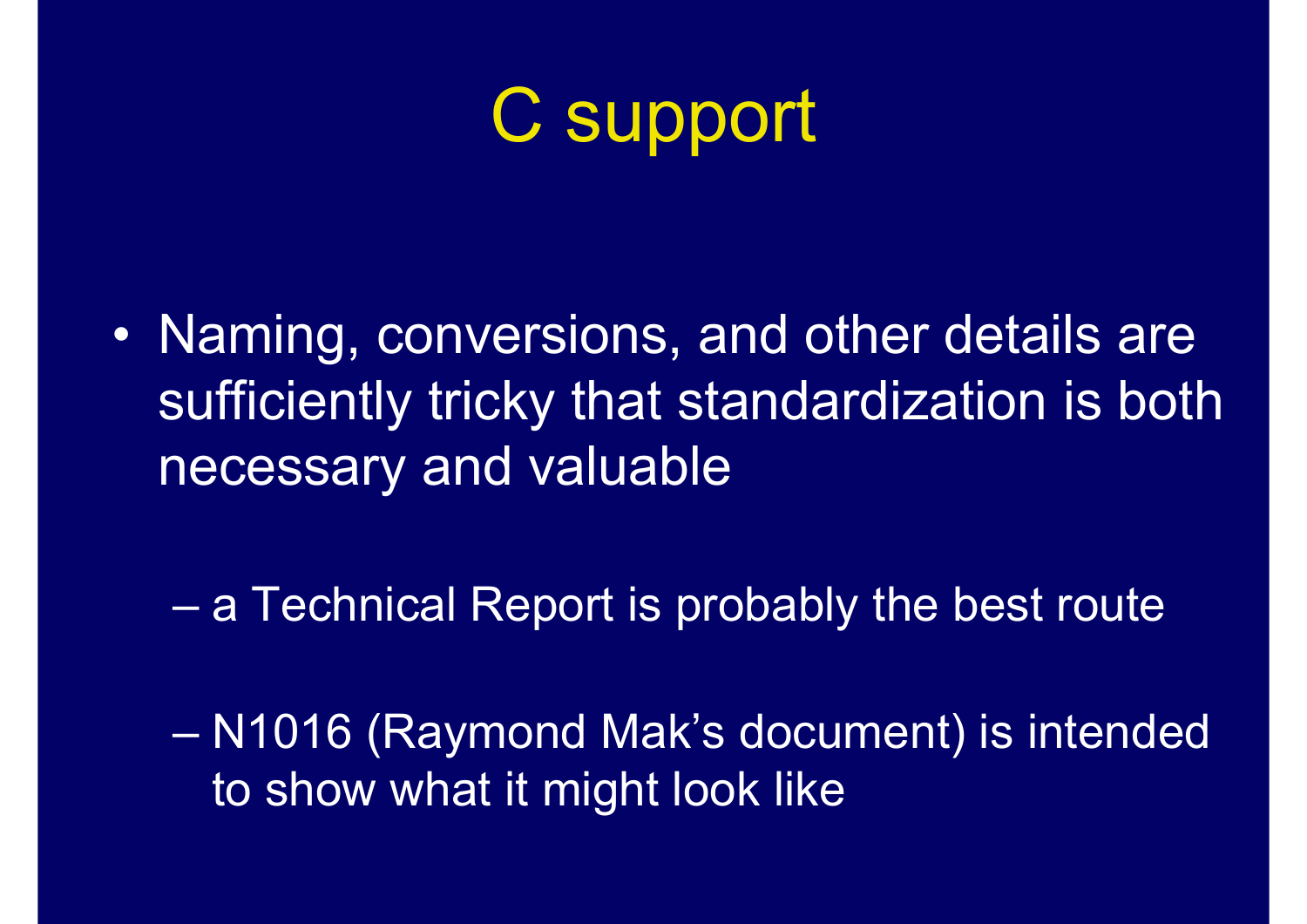# C support

- Naming, conversions, and other details are sufficiently tricky that standardization is both necessary and valuable
  - a Technical Report is probably the best route
  - N1016 (Raymond Mak's document) is intended to show what it might look like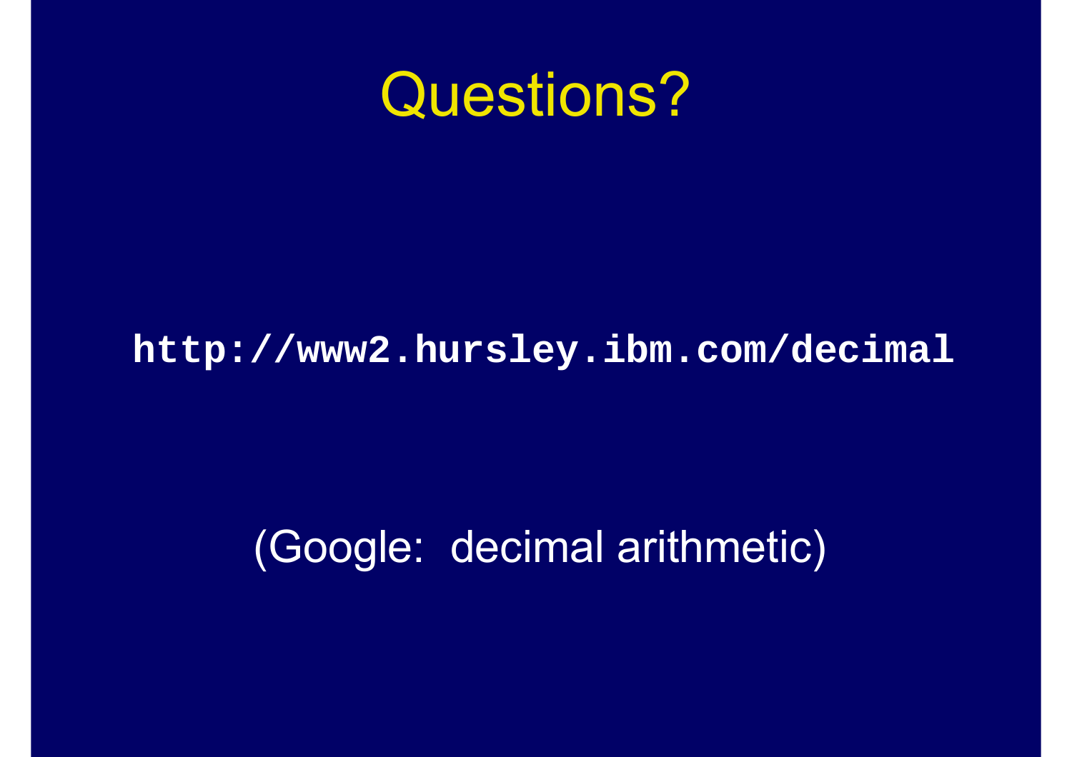# Questions?

**`http://www2.hursley.ibm.com/decimal`**

(Google: decimal arithmetic)